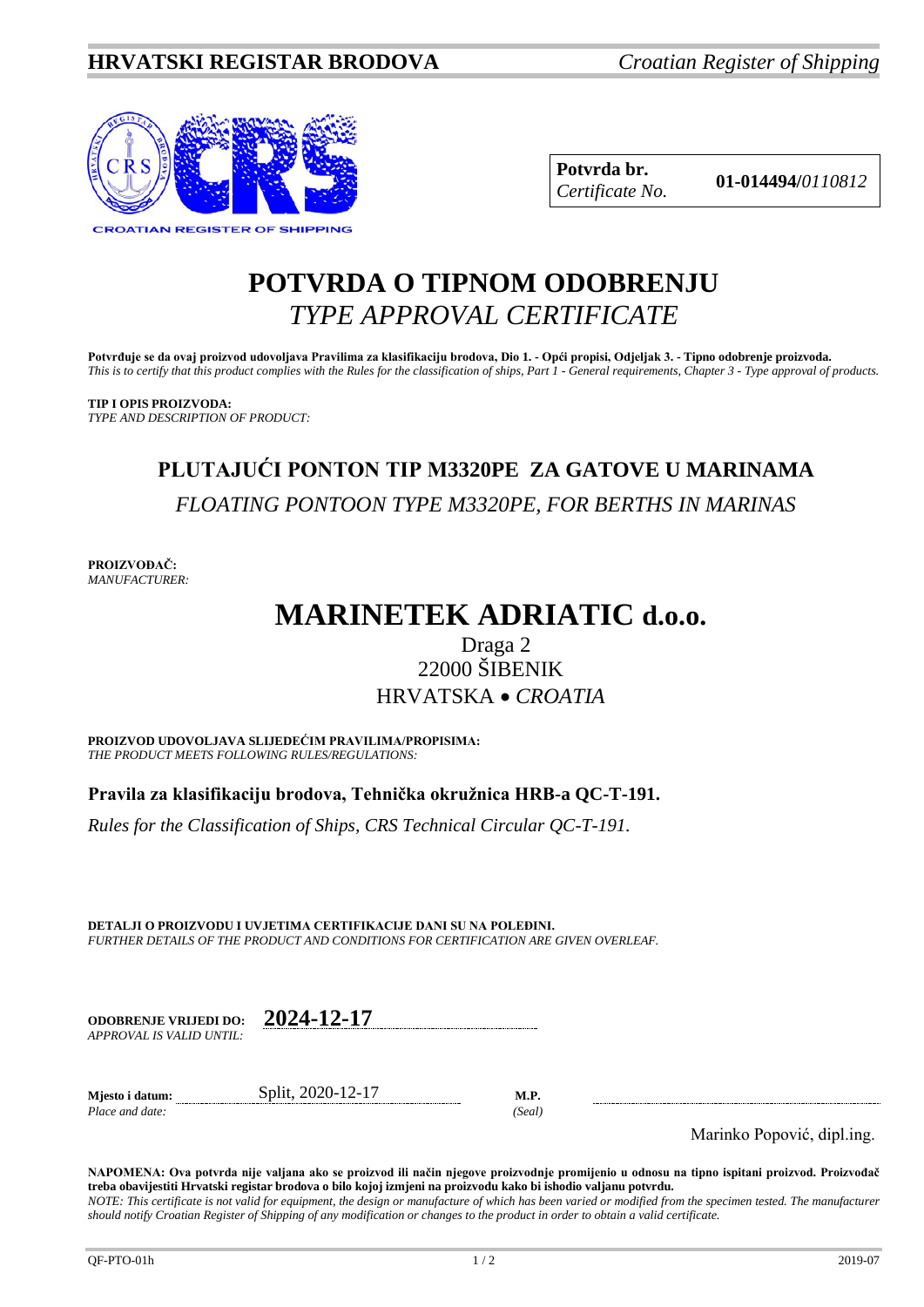**HRVATSKI REGISTAR BRODOVA** *Croatian Register of Shipping*

| **Potvrda br.** *Certificate No.* | **01-014494/***0110812* |
|---|---|

# POTVRDA O TIPNOM ODOBRENJU
# *TYPE APPROVAL CERTIFICATE*

**Potvrđuje se da ovaj proizvod udovoljava Pravilima za klasifikaciju brodova, Dio 1. - Opći propisi, Odjeljak 3. - Tipno odobrenje proizvoda.**
*This is to certify that this product complies with the Rules for the classification of ships, Part 1 - General requirements, Chapter 3 - Type approval of products.*

**TIP I OPIS PROIZVODA:**
*TYPE AND DESCRIPTION OF PRODUCT:*

## PLUTAJUĆI PONTON TIP M3320PE ZA GATOVE U MARINAMA
*FLOATING PONTOON TYPE M3320PE, FOR BERTHS IN MARINAS*

**PROIZVOĐAČ:**
*MANUFACTURER:*

# MARINETEK ADRIATIC d.o.o.
Draga 2
22000 ŠIBENIK
HRVATSKA • *CROATIA*

**PROIZVOD UDOVOLJAVA SLIJEDEĆIM PRAVILIMA/PROPISIMA:**
*THE PRODUCT MEETS FOLLOWING RULES/REGULATIONS:*

**Pravila za klasifikaciju brodova, Tehnička okružnica HRB-a QC-T-191.**

*Rules for the Classification of Ships, CRS Technical Circular QC-T-191.*

**DETALJI O PROIZVODU I UVJETIMA CERTIFIKACIJE DANI SU NA POLEĐINI.**
*FURTHER DETAILS OF THE PRODUCT AND CONDITIONS FOR CERTIFICATION ARE GIVEN OVERLEAF.*

**ODOBRENJE VRIJEDI DO:** *APPROVAL IS VALID UNTIL:* **2024-12-17**

**Mjesto i datum:** *Place and date:* Split, 2020-12-17 **M.P.** *(Seal)*

Marinko Popović, dipl.ing.

**NAPOMENA: Ova potvrda nije valjana ako se proizvod ili način njegove proizvodnje promijenio u odnosu na tipno ispitani proizvod. Proizvođač treba obavijestiti Hrvatski registar brodova o bilo kojoj izmjeni na proizvodu kako bi ishodio valjanu potvrdu.**
*NOTE: This certificate is not valid for equipment, the design or manufacture of which has been varied or modified from the specimen tested. The manufacturer should notify Croatian Register of Shipping of any modification or changes to the product in order to obtain a valid certificate.*

QF-PTO-01h 2019-07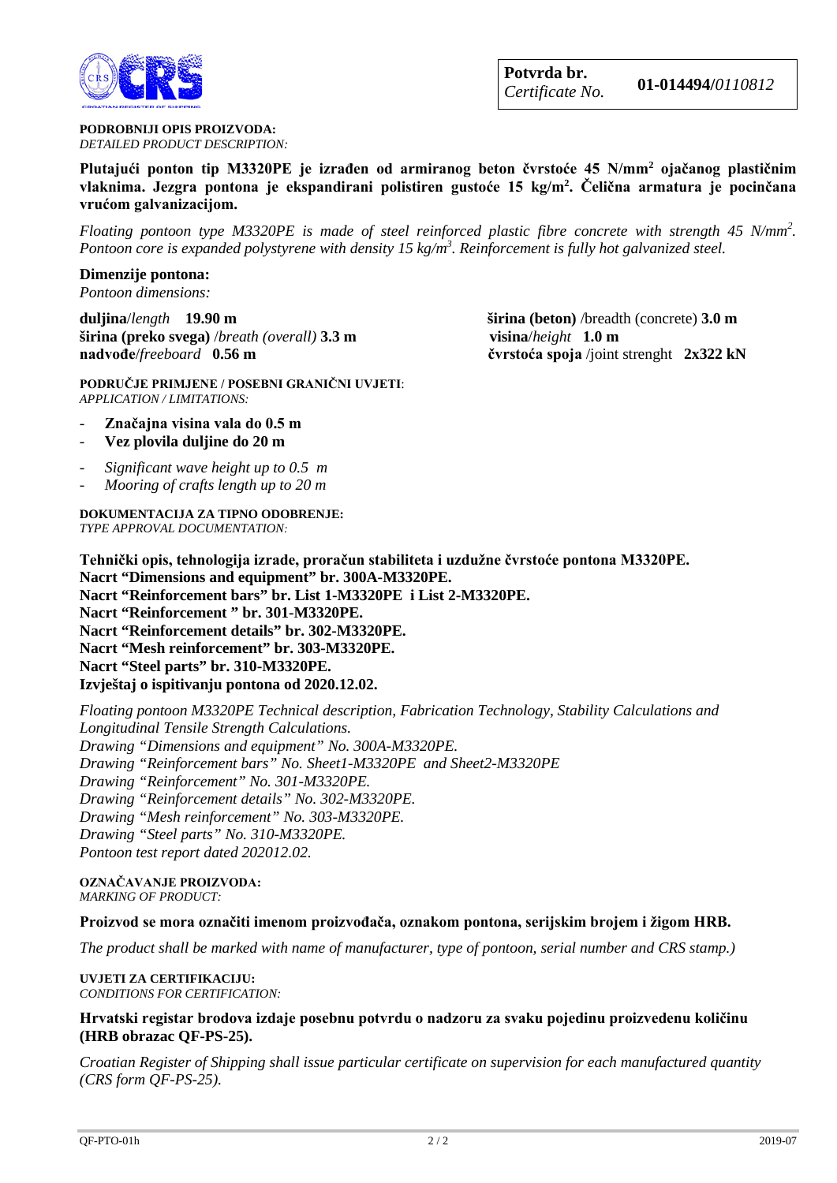| **Potvrda br.** *Certificate No.* | **01-014494/***0110812* |
| --- | --- |

**PODROBNIJI OPIS PROIZVODA:**
*DETAILED PRODUCT DESCRIPTION:*

**Plutajući ponton tip M3320PE je izrađen od armiranog beton čvrstoće 45 N/mm$^2$ ojačanog plastičnim vlaknima. Jezgra pontona je ekspandirani polistiren gustoće 15 kg/m$^2$. Čelična armatura je pocinčana vrućom galvanizacijom.**

*Floating pontoon type M3320PE is made of steel reinforced plastic fibre concrete with strength 45 N/mm$^2$. Pontoon core is expanded polystyrene with density 15 kg/m$^3$. Reinforcement is fully hot galvanized steel.*

**Dimenzije pontona:**
*Pontoon dimensions:*

**duljina**/*length* **19.90 m**
**širina (preko svega)** /*breath (overall)* **3.3 m**
**nadvođe**/*freeboard* **0.56 m**
**širina (beton)** /breadth (concrete) **3.0 m**
**visina**/*height* **1.0 m**
**čvrstoća spoja** /joint strenght **2x322 kN**

**PODRUČJE PRIMJENE / POSEBNI GRANIČNI UVJETI**:
*APPLICATION / LIMITATIONS:*

- **Značajna visina vala do 0.5 m**
- **Vez plovila duljine do 20 m**

- *Significant wave height up to 0.5 m*
- *Mooring of crafts length up to 20 m*

**DOKUMENTACIJA ZA TIPNO ODOBRENJE:**
*TYPE APPROVAL DOCUMENTATION:*

**Tehnički opis, tehnologija izrade, proračun stabiliteta i uzdužne čvrstoće pontona M3320PE.**
**Nacrt "Dimensions and equipment" br. 300A-M3320PE.**
**Nacrt "Reinforcement bars" br. List 1-M3320PE i List 2-M3320PE.**
**Nacrt "Reinforcement " br. 301-M3320PE.**
**Nacrt "Reinforcement details" br. 302-M3320PE.**
**Nacrt "Mesh reinforcement" br. 303-M3320PE.**
**Nacrt "Steel parts" br. 310-M3320PE.**
**Izvještaj o ispitivanju pontona od 2020.12.02.**

*Floating pontoon M3320PE Technical description, Fabrication Technology, Stability Calculations and Longitudinal Tensile Strength Calculations.*
*Drawing "Dimensions and equipment" No. 300A-M3320PE.*
*Drawing "Reinforcement bars" No. Sheet1-M3320PE and Sheet2-M3320PE*
*Drawing "Reinforcement" No. 301-M3320PE.*
*Drawing "Reinforcement details" No. 302-M3320PE.*
*Drawing "Mesh reinforcement" No. 303-M3320PE.*
*Drawing "Steel parts" No. 310-M3320PE.*
*Pontoon test report dated 202012.02.*

**OZNAČAVANJE PROIZVODA:**
*MARKING OF PRODUCT:*

**Proizvod se mora označiti imenom proizvođača, oznakom pontona, serijskim brojem i žigom HRB.**

*The product shall be marked with name of manufacturer, type of pontoon, serial number and CRS stamp.)*

**UVJETI ZA CERTIFIKACIJU:**
*CONDITIONS FOR CERTIFICATION:*

**Hrvatski registar brodova izdaje posebnu potvrdu o nadzoru za svaku pojedinu proizvedenu količinu (HRB obrazac QF-PS-25).**

*Croatian Register of Shipping shall issue particular certificate on supervision for each manufactured quantity (CRS form QF-PS-25).*